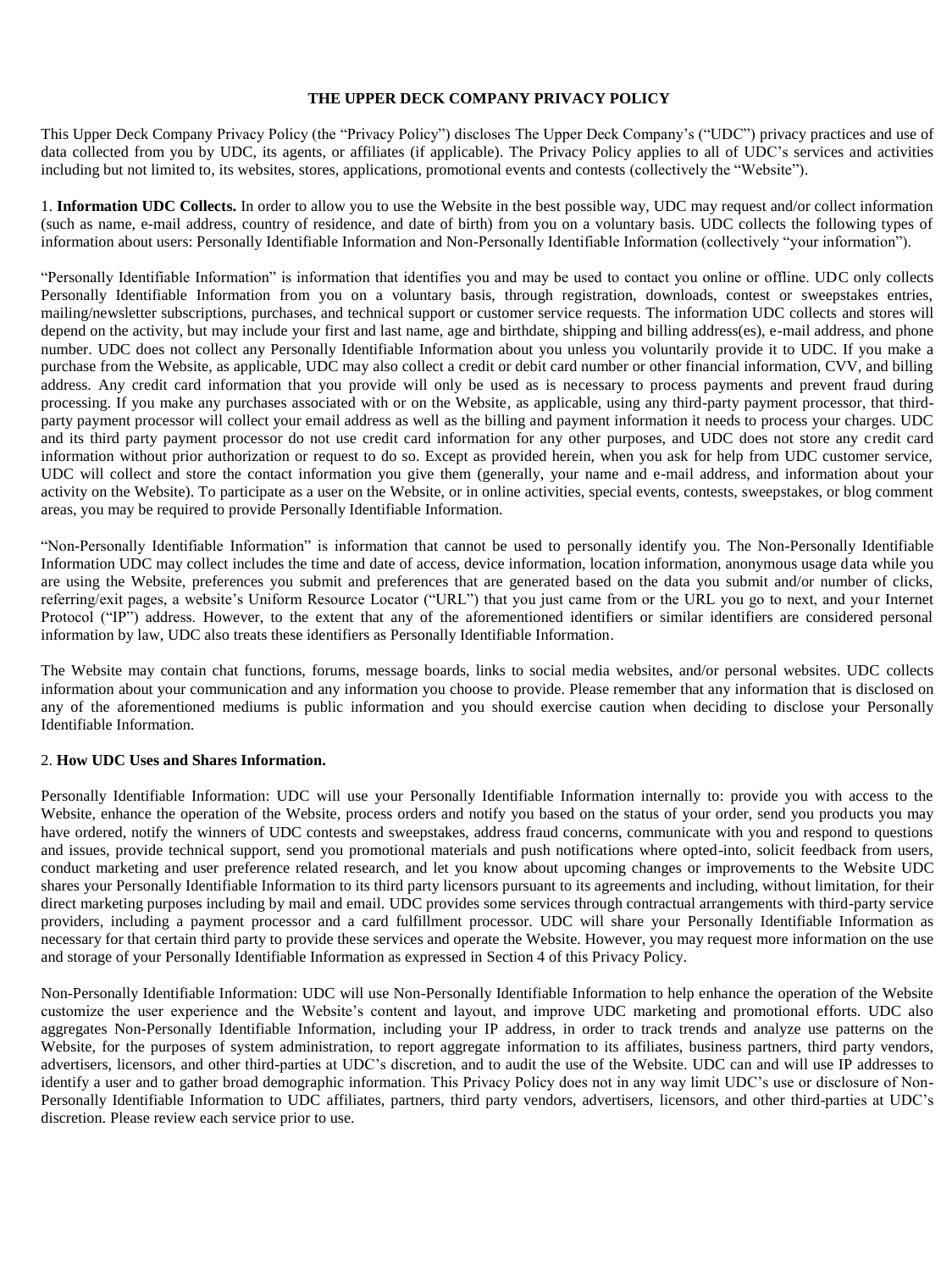# THE UPPER DECK COMPANY PRIVACY POLICY

This Upper Deck Company Privacy Policy (the "Privacy Policy") discloses The Upper Deck Company's ("UDC") privacy practices and use of data collected from you by UDC, its agents, or affiliates (if applicable). The Privacy Policy applies to all of UDC's services and activities including but not limited to, its websites, stores, applications, promotional events and contests (collectively the "Website").

1. **Information UDC Collects.** In order to allow you to use the Website in the best possible way, UDC may request and/or collect information (such as name, e-mail address, country of residence, and date of birth) from you on a voluntary basis. UDC collects the following types of information about users: Personally Identifiable Information and Non-Personally Identifiable Information (collectively "your information").

"Personally Identifiable Information" is information that identifies you and may be used to contact you online or offline. UDC only collects Personally Identifiable Information from you on a voluntary basis, through registration, downloads, contest or sweepstakes entries, mailing/newsletter subscriptions, purchases, and technical support or customer service requests. The information UDC collects and stores will depend on the activity, but may include your first and last name, age and birthdate, shipping and billing address(es), e-mail address, and phone number. UDC does not collect any Personally Identifiable Information about you unless you voluntarily provide it to UDC. If you make a purchase from the Website, as applicable, UDC may also collect a credit or debit card number or other financial information, CVV, and billing address. Any credit card information that you provide will only be used as is necessary to process payments and prevent fraud during processing. If you make any purchases associated with or on the Website, as applicable, using any third-party payment processor, that third-party payment processor will collect your email address as well as the billing and payment information it needs to process your charges. UDC and its third party payment processor do not use credit card information for any other purposes, and UDC does not store any credit card information without prior authorization or request to do so. Except as provided herein, when you ask for help from UDC customer service, UDC will collect and store the contact information you give them (generally, your name and e-mail address, and information about your activity on the Website). To participate as a user on the Website, or in online activities, special events, contests, sweepstakes, or blog comment areas, you may be required to provide Personally Identifiable Information.

"Non-Personally Identifiable Information" is information that cannot be used to personally identify you. The Non-Personally Identifiable Information UDC may collect includes the time and date of access, device information, location information, anonymous usage data while you are using the Website, preferences you submit and preferences that are generated based on the data you submit and/or number of clicks, referring/exit pages, a website's Uniform Resource Locator ("URL") that you just came from or the URL you go to next, and your Internet Protocol ("IP") address. However, to the extent that any of the aforementioned identifiers or similar identifiers are considered personal information by law, UDC also treats these identifiers as Personally Identifiable Information.

The Website may contain chat functions, forums, message boards, links to social media websites, and/or personal websites. UDC collects information about your communication and any information you choose to provide. Please remember that any information that is disclosed on any of the aforementioned mediums is public information and you should exercise caution when deciding to disclose your Personally Identifiable Information.

2. **How UDC Uses and Shares Information.**

Personally Identifiable Information: UDC will use your Personally Identifiable Information internally to: provide you with access to the Website, enhance the operation of the Website, process orders and notify you based on the status of your order, send you products you may have ordered, notify the winners of UDC contests and sweepstakes, address fraud concerns, communicate with you and respond to questions and issues, provide technical support, send you promotional materials and push notifications where opted-into, solicit feedback from users, conduct marketing and user preference related research, and let you know about upcoming changes or improvements to the Website UDC shares your Personally Identifiable Information to its third party licensors pursuant to its agreements and including, without limitation, for their direct marketing purposes including by mail and email. UDC provides some services through contractual arrangements with third-party service providers, including a payment processor and a card fulfillment processor. UDC will share your Personally Identifiable Information as necessary for that certain third party to provide these services and operate the Website. However, you may request more information on the use and storage of your Personally Identifiable Information as expressed in Section 4 of this Privacy Policy.

Non-Personally Identifiable Information: UDC will use Non-Personally Identifiable Information to help enhance the operation of the Website customize the user experience and the Website's content and layout, and improve UDC marketing and promotional efforts. UDC also aggregates Non-Personally Identifiable Information, including your IP address, in order to track trends and analyze use patterns on the Website, for the purposes of system administration, to report aggregate information to its affiliates, business partners, third party vendors, advertisers, licensors, and other third-parties at UDC's discretion, and to audit the use of the Website. UDC can and will use IP addresses to identify a user and to gather broad demographic information. This Privacy Policy does not in any way limit UDC's use or disclosure of Non-Personally Identifiable Information to UDC affiliates, partners, third party vendors, advertisers, licensors, and other third-parties at UDC's discretion. Please review each service prior to use.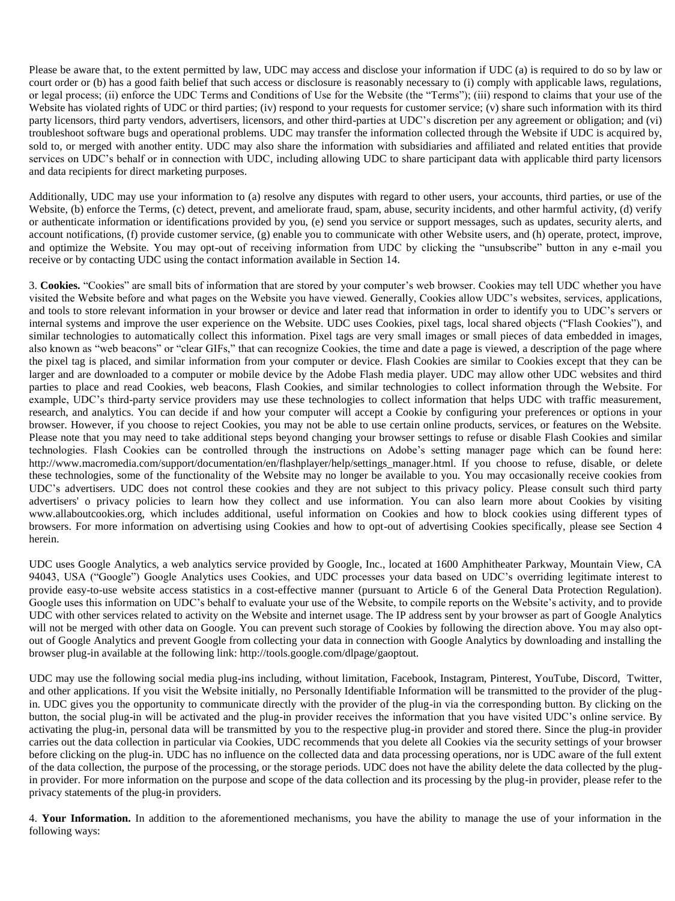Please be aware that, to the extent permitted by law, UDC may access and disclose your information if UDC (a) is required to do so by law or court order or (b) has a good faith belief that such access or disclosure is reasonably necessary to (i) comply with applicable laws, regulations, or legal process; (ii) enforce the UDC Terms and Conditions of Use for the Website (the "Terms"); (iii) respond to claims that your use of the Website has violated rights of UDC or third parties; (iv) respond to your requests for customer service; (v) share such information with its third party licensors, third party vendors, advertisers, licensors, and other third-parties at UDC's discretion per any agreement or obligation; and (vi) troubleshoot software bugs and operational problems. UDC may transfer the information collected through the Website if UDC is acquired by, sold to, or merged with another entity. UDC may also share the information with subsidiaries and affiliated and related entities that provide services on UDC's behalf or in connection with UDC, including allowing UDC to share participant data with applicable third party licensors and data recipients for direct marketing purposes.

Additionally, UDC may use your information to (a) resolve any disputes with regard to other users, your accounts, third parties, or use of the Website, (b) enforce the Terms, (c) detect, prevent, and ameliorate fraud, spam, abuse, security incidents, and other harmful activity, (d) verify or authenticate information or identifications provided by you, (e) send you service or support messages, such as updates, security alerts, and account notifications, (f) provide customer service, (g) enable you to communicate with other Website users, and (h) operate, protect, improve, and optimize the Website. You may opt-out of receiving information from UDC by clicking the "unsubscribe" button in any e-mail you receive or by contacting UDC using the contact information available in Section 14.

3. **Cookies.** "Cookies" are small bits of information that are stored by your computer's web browser. Cookies may tell UDC whether you have visited the Website before and what pages on the Website you have viewed. Generally, Cookies allow UDC's websites, services, applications, and tools to store relevant information in your browser or device and later read that information in order to identify you to UDC's servers or internal systems and improve the user experience on the Website. UDC uses Cookies, pixel tags, local shared objects ("Flash Cookies"), and similar technologies to automatically collect this information. Pixel tags are very small images or small pieces of data embedded in images, also known as "web beacons" or "clear GIFs," that can recognize Cookies, the time and date a page is viewed, a description of the page where the pixel tag is placed, and similar information from your computer or device. Flash Cookies are similar to Cookies except that they can be larger and are downloaded to a computer or mobile device by the Adobe Flash media player. UDC may allow other UDC websites and third parties to place and read Cookies, web beacons, Flash Cookies, and similar technologies to collect information through the Website. For example, UDC's third-party service providers may use these technologies to collect information that helps UDC with traffic measurement, research, and analytics. You can decide if and how your computer will accept a Cookie by configuring your preferences or options in your browser. However, if you choose to reject Cookies, you may not be able to use certain online products, services, or features on the Website. Please note that you may need to take additional steps beyond changing your browser settings to refuse or disable Flash Cookies and similar technologies. Flash Cookies can be controlled through the instructions on Adobe's setting manager page which can be found here: http://www.macromedia.com/support/documentation/en/flashplayer/help/settings_manager.html. If you choose to refuse, disable, or delete these technologies, some of the functionality of the Website may no longer be available to you. You may occasionally receive cookies from UDC's advertisers. UDC does not control these cookies and they are not subject to this privacy policy. Please consult such third party advertisers' o privacy policies to learn how they collect and use information. You can also learn more about Cookies by visiting www.allaboutcookies.org, which includes additional, useful information on Cookies and how to block cookies using different types of browsers. For more information on advertising using Cookies and how to opt-out of advertising Cookies specifically, please see Section 4 herein.

UDC uses Google Analytics, a web analytics service provided by Google, Inc., located at 1600 Amphitheater Parkway, Mountain View, CA 94043, USA ("Google") Google Analytics uses Cookies, and UDC processes your data based on UDC's overriding legitimate interest to provide easy-to-use website access statistics in a cost-effective manner (pursuant to Article 6 of the General Data Protection Regulation). Google uses this information on UDC's behalf to evaluate your use of the Website, to compile reports on the Website's activity, and to provide UDC with other services related to activity on the Website and internet usage. The IP address sent by your browser as part of Google Analytics will not be merged with other data on Google. You can prevent such storage of Cookies by following the direction above. You may also opt-out of Google Analytics and prevent Google from collecting your data in connection with Google Analytics by downloading and installing the browser plug-in available at the following link: http://tools.google.com/dlpage/gaoptout.

UDC may use the following social media plug-ins including, without limitation, Facebook, Instagram, Pinterest, YouTube, Discord, Twitter, and other applications. If you visit the Website initially, no Personally Identifiable Information will be transmitted to the provider of the plug-in. UDC gives you the opportunity to communicate directly with the provider of the plug-in via the corresponding button. By clicking on the button, the social plug-in will be activated and the plug-in provider receives the information that you have visited UDC's online service. By activating the plug-in, personal data will be transmitted by you to the respective plug-in provider and stored there. Since the plug-in provider carries out the data collection in particular via Cookies, UDC recommends that you delete all Cookies via the security settings of your browser before clicking on the plug-in. UDC has no influence on the collected data and data processing operations, nor is UDC aware of the full extent of the data collection, the purpose of the processing, or the storage periods. UDC does not have the ability delete the data collected by the plug-in provider. For more information on the purpose and scope of the data collection and its processing by the plug-in provider, please refer to the privacy statements of the plug-in providers.

4. **Your Information.** In addition to the aforementioned mechanisms, you have the ability to manage the use of your information in the following ways: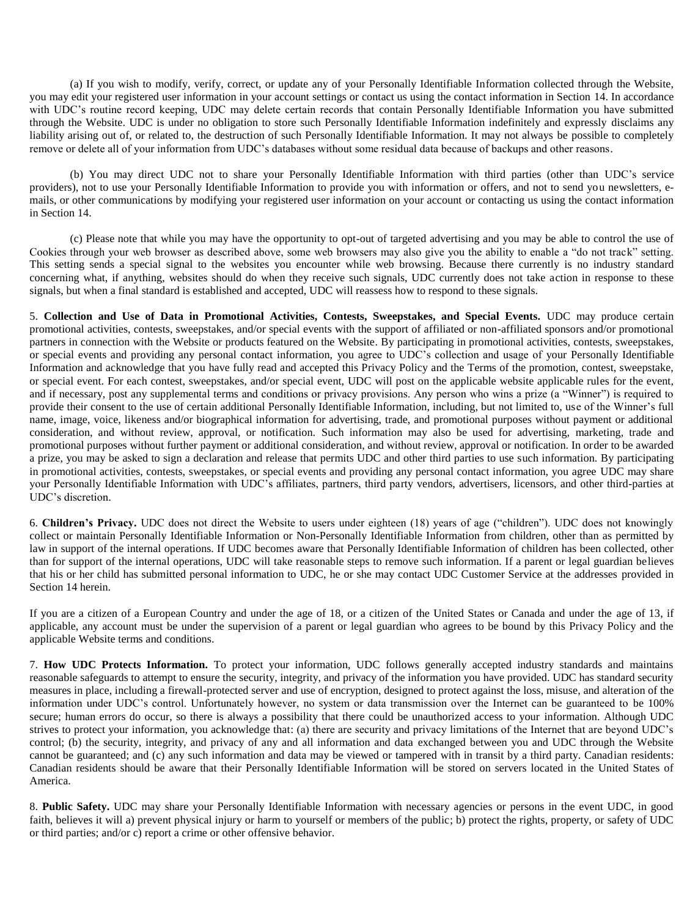(a) If you wish to modify, verify, correct, or update any of your Personally Identifiable Information collected through the Website, you may edit your registered user information in your account settings or contact us using the contact information in Section 14. In accordance with UDC's routine record keeping, UDC may delete certain records that contain Personally Identifiable Information you have submitted through the Website. UDC is under no obligation to store such Personally Identifiable Information indefinitely and expressly disclaims any liability arising out of, or related to, the destruction of such Personally Identifiable Information. It may not always be possible to completely remove or delete all of your information from UDC's databases without some residual data because of backups and other reasons.

(b) You may direct UDC not to share your Personally Identifiable Information with third parties (other than UDC's service providers), not to use your Personally Identifiable Information to provide you with information or offers, and not to send you newsletters, e-mails, or other communications by modifying your registered user information on your account or contacting us using the contact information in Section 14.

(c) Please note that while you may have the opportunity to opt-out of targeted advertising and you may be able to control the use of Cookies through your web browser as described above, some web browsers may also give you the ability to enable a "do not track" setting. This setting sends a special signal to the websites you encounter while web browsing. Because there currently is no industry standard concerning what, if anything, websites should do when they receive such signals, UDC currently does not take action in response to these signals, but when a final standard is established and accepted, UDC will reassess how to respond to these signals.

5. **Collection and Use of Data in Promotional Activities, Contests, Sweepstakes, and Special Events.** UDC may produce certain promotional activities, contests, sweepstakes, and/or special events with the support of affiliated or non-affiliated sponsors and/or promotional partners in connection with the Website or products featured on the Website. By participating in promotional activities, contests, sweepstakes, or special events and providing any personal contact information, you agree to UDC's collection and usage of your Personally Identifiable Information and acknowledge that you have fully read and accepted this Privacy Policy and the Terms of the promotion, contest, sweepstake, or special event. For each contest, sweepstakes, and/or special event, UDC will post on the applicable website applicable rules for the event, and if necessary, post any supplemental terms and conditions or privacy provisions. Any person who wins a prize (a "Winner") is required to provide their consent to the use of certain additional Personally Identifiable Information, including, but not limited to, use of the Winner's full name, image, voice, likeness and/or biographical information for advertising, trade, and promotional purposes without payment or additional consideration, and without review, approval, or notification. Such information may also be used for advertising, marketing, trade and promotional purposes without further payment or additional consideration, and without review, approval or notification. In order to be awarded a prize, you may be asked to sign a declaration and release that permits UDC and other third parties to use such information. By participating in promotional activities, contests, sweepstakes, or special events and providing any personal contact information, you agree UDC may share your Personally Identifiable Information with UDC's affiliates, partners, third party vendors, advertisers, licensors, and other third-parties at UDC's discretion.

6. **Children's Privacy.** UDC does not direct the Website to users under eighteen (18) years of age ("children"). UDC does not knowingly collect or maintain Personally Identifiable Information or Non-Personally Identifiable Information from children, other than as permitted by law in support of the internal operations. If UDC becomes aware that Personally Identifiable Information of children has been collected, other than for support of the internal operations, UDC will take reasonable steps to remove such information. If a parent or legal guardian believes that his or her child has submitted personal information to UDC, he or she may contact UDC Customer Service at the addresses provided in Section 14 herein.

If you are a citizen of a European Country and under the age of 18, or a citizen of the United States or Canada and under the age of 13, if applicable, any account must be under the supervision of a parent or legal guardian who agrees to be bound by this Privacy Policy and the applicable Website terms and conditions.

7. **How UDC Protects Information.** To protect your information, UDC follows generally accepted industry standards and maintains reasonable safeguards to attempt to ensure the security, integrity, and privacy of the information you have provided. UDC has standard security measures in place, including a firewall-protected server and use of encryption, designed to protect against the loss, misuse, and alteration of the information under UDC's control. Unfortunately however, no system or data transmission over the Internet can be guaranteed to be 100% secure; human errors do occur, so there is always a possibility that there could be unauthorized access to your information. Although UDC strives to protect your information, you acknowledge that: (a) there are security and privacy limitations of the Internet that are beyond UDC's control; (b) the security, integrity, and privacy of any and all information and data exchanged between you and UDC through the Website cannot be guaranteed; and (c) any such information and data may be viewed or tampered with in transit by a third party. Canadian residents: Canadian residents should be aware that their Personally Identifiable Information will be stored on servers located in the United States of America.

8. **Public Safety.** UDC may share your Personally Identifiable Information with necessary agencies or persons in the event UDC, in good faith, believes it will a) prevent physical injury or harm to yourself or members of the public; b) protect the rights, property, or safety of UDC or third parties; and/or c) report a crime or other offensive behavior.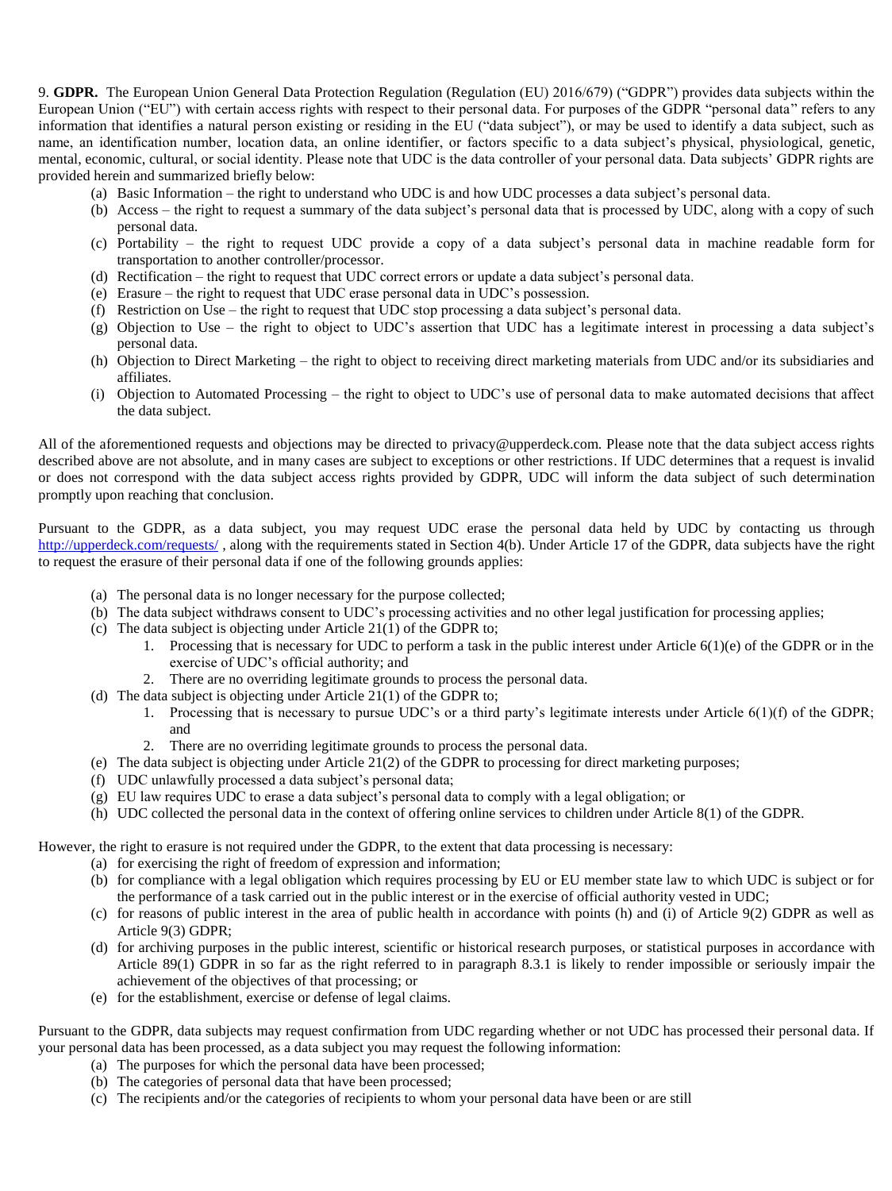9. **GDPR.** The European Union General Data Protection Regulation (Regulation (EU) 2016/679) ("GDPR") provides data subjects within the European Union ("EU") with certain access rights with respect to their personal data. For purposes of the GDPR "personal data" refers to any information that identifies a natural person existing or residing in the EU ("data subject"), or may be used to identify a data subject, such as name, an identification number, location data, an online identifier, or factors specific to a data subject's physical, physiological, genetic, mental, economic, cultural, or social identity. Please note that UDC is the data controller of your personal data. Data subjects' GDPR rights are provided herein and summarized briefly below:

- (a) Basic Information – the right to understand who UDC is and how UDC processes a data subject's personal data.
- (b) Access – the right to request a summary of the data subject's personal data that is processed by UDC, along with a copy of such personal data.
- (c) Portability – the right to request UDC provide a copy of a data subject's personal data in machine readable form for transportation to another controller/processor.
- (d) Rectification – the right to request that UDC correct errors or update a data subject's personal data.
- (e) Erasure – the right to request that UDC erase personal data in UDC's possession.
- (f) Restriction on Use – the right to request that UDC stop processing a data subject's personal data.
- (g) Objection to Use – the right to object to UDC's assertion that UDC has a legitimate interest in processing a data subject's personal data.
- (h) Objection to Direct Marketing – the right to object to receiving direct marketing materials from UDC and/or its subsidiaries and affiliates.
- (i) Objection to Automated Processing – the right to object to UDC's use of personal data to make automated decisions that affect the data subject.

All of the aforementioned requests and objections may be directed to privacy@upperdeck.com. Please note that the data subject access rights described above are not absolute, and in many cases are subject to exceptions or other restrictions. If UDC determines that a request is invalid or does not correspond with the data subject access rights provided by GDPR, UDC will inform the data subject of such determination promptly upon reaching that conclusion.

Pursuant to the GDPR, as a data subject, you may request UDC erase the personal data held by UDC by contacting us through [http://upperdeck.com/requests/](http://upperdeck.com/requests/) , along with the requirements stated in Section 4(b). Under Article 17 of the GDPR, data subjects have the right to request the erasure of their personal data if one of the following grounds applies:

- (a) The personal data is no longer necessary for the purpose collected;
- (b) The data subject withdraws consent to UDC's processing activities and no other legal justification for processing applies;
- (c) The data subject is objecting under Article 21(1) of the GDPR to;
  1. Processing that is necessary for UDC to perform a task in the public interest under Article 6(1)(e) of the GDPR or in the exercise of UDC's official authority; and
  2. There are no overriding legitimate grounds to process the personal data.
- (d) The data subject is objecting under Article 21(1) of the GDPR to;
  1. Processing that is necessary to pursue UDC's or a third party's legitimate interests under Article 6(1)(f) of the GDPR; and
  2. There are no overriding legitimate grounds to process the personal data.
- (e) The data subject is objecting under Article 21(2) of the GDPR to processing for direct marketing purposes;
- (f) UDC unlawfully processed a data subject's personal data;
- (g) EU law requires UDC to erase a data subject's personal data to comply with a legal obligation; or
- (h) UDC collected the personal data in the context of offering online services to children under Article 8(1) of the GDPR.

However, the right to erasure is not required under the GDPR, to the extent that data processing is necessary:

- (a) for exercising the right of freedom of expression and information;
- (b) for compliance with a legal obligation which requires processing by EU or EU member state law to which UDC is subject or for the performance of a task carried out in the public interest or in the exercise of official authority vested in UDC;
- (c) for reasons of public interest in the area of public health in accordance with points (h) and (i) of Article 9(2) GDPR as well as Article 9(3) GDPR;
- (d) for archiving purposes in the public interest, scientific or historical research purposes, or statistical purposes in accordance with Article 89(1) GDPR in so far as the right referred to in paragraph 8.3.1 is likely to render impossible or seriously impair the achievement of the objectives of that processing; or
- (e) for the establishment, exercise or defense of legal claims.

Pursuant to the GDPR, data subjects may request confirmation from UDC regarding whether or not UDC has processed their personal data. If your personal data has been processed, as a data subject you may request the following information:

- (a) The purposes for which the personal data have been processed;
- (b) The categories of personal data that have been processed;
- (c) The recipients and/or the categories of recipients to whom your personal data have been or are still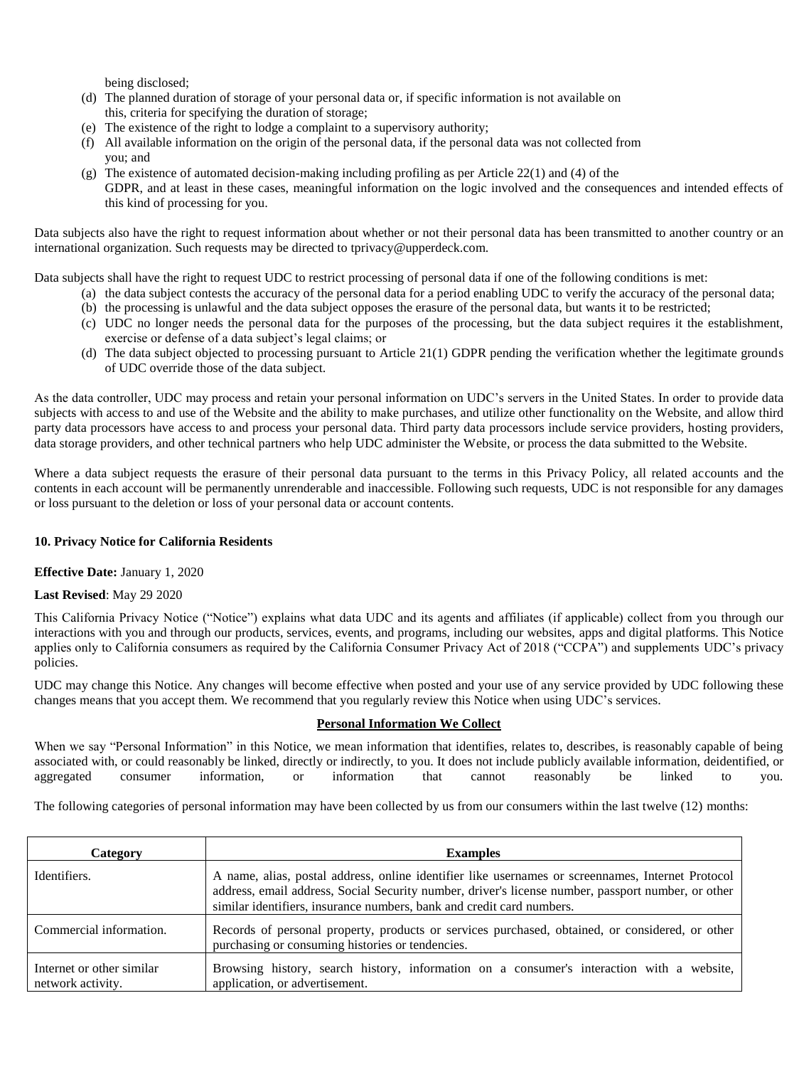being disclosed;

(d) The planned duration of storage of your personal data or, if specific information is not available on this, criteria for specifying the duration of storage;
(e) The existence of the right to lodge a complaint to a supervisory authority;
(f) All available information on the origin of the personal data, if the personal data was not collected from you; and
(g) The existence of automated decision-making including profiling as per Article 22(1) and (4) of the GDPR, and at least in these cases, meaningful information on the logic involved and the consequences and intended effects of this kind of processing for you.

Data subjects also have the right to request information about whether or not their personal data has been transmitted to another country or an international organization. Such requests may be directed to tprivacy@upperdeck.com.

Data subjects shall have the right to request UDC to restrict processing of personal data if one of the following conditions is met:

(a) the data subject contests the accuracy of the personal data for a period enabling UDC to verify the accuracy of the personal data;
(b) the processing is unlawful and the data subject opposes the erasure of the personal data, but wants it to be restricted;
(c) UDC no longer needs the personal data for the purposes of the processing, but the data subject requires it the establishment, exercise or defense of a data subject's legal claims; or
(d) The data subject objected to processing pursuant to Article 21(1) GDPR pending the verification whether the legitimate grounds of UDC override those of the data subject.

As the data controller, UDC may process and retain your personal information on UDC's servers in the United States. In order to provide data subjects with access to and use of the Website and the ability to make purchases, and utilize other functionality on the Website, and allow third party data processors have access to and process your personal data. Third party data processors include service providers, hosting providers, data storage providers, and other technical partners who help UDC administer the Website, or process the data submitted to the Website.

Where a data subject requests the erasure of their personal data pursuant to the terms in this Privacy Policy, all related accounts and the contents in each account will be permanently unrenderable and inaccessible. Following such requests, UDC is not responsible for any damages or loss pursuant to the deletion or loss of your personal data or account contents.

**10. Privacy Notice for California Residents**

**Effective Date:** January 1, 2020

**Last Revised**: May 29 2020

This California Privacy Notice ("Notice") explains what data UDC and its agents and affiliates (if applicable) collect from you through our interactions with you and through our products, services, events, and programs, including our websites, apps and digital platforms. This Notice applies only to California consumers as required by the California Consumer Privacy Act of 2018 ("CCPA") and supplements UDC's privacy policies.

UDC may change this Notice. Any changes will become effective when posted and your use of any service provided by UDC following these changes means that you accept them. We recommend that you regularly review this Notice when using UDC's services.

**<u>Personal Information We Collect</u>**

When we say "Personal Information" in this Notice, we mean information that identifies, relates to, describes, is reasonably capable of being associated with, or could reasonably be linked, directly or indirectly, to you. It does not include publicly available information, deidentified, or aggregated consumer information, or information that cannot reasonably be linked to you.

The following categories of personal information may have been collected by us from our consumers within the last twelve (12) months:

| Category | Examples |
|---|---|
| Identifiers. | A name, alias, postal address, online identifier like usernames or screennames, Internet Protocol address, email address, Social Security number, driver's license number, passport number, or other similar identifiers, insurance numbers, bank and credit card numbers. |
| Commercial information. | Records of personal property, products or services purchased, obtained, or considered, or other purchasing or consuming histories or tendencies. |
| Internet or other similar network activity. | Browsing history, search history, information on a consumer's interaction with a website, application, or advertisement. |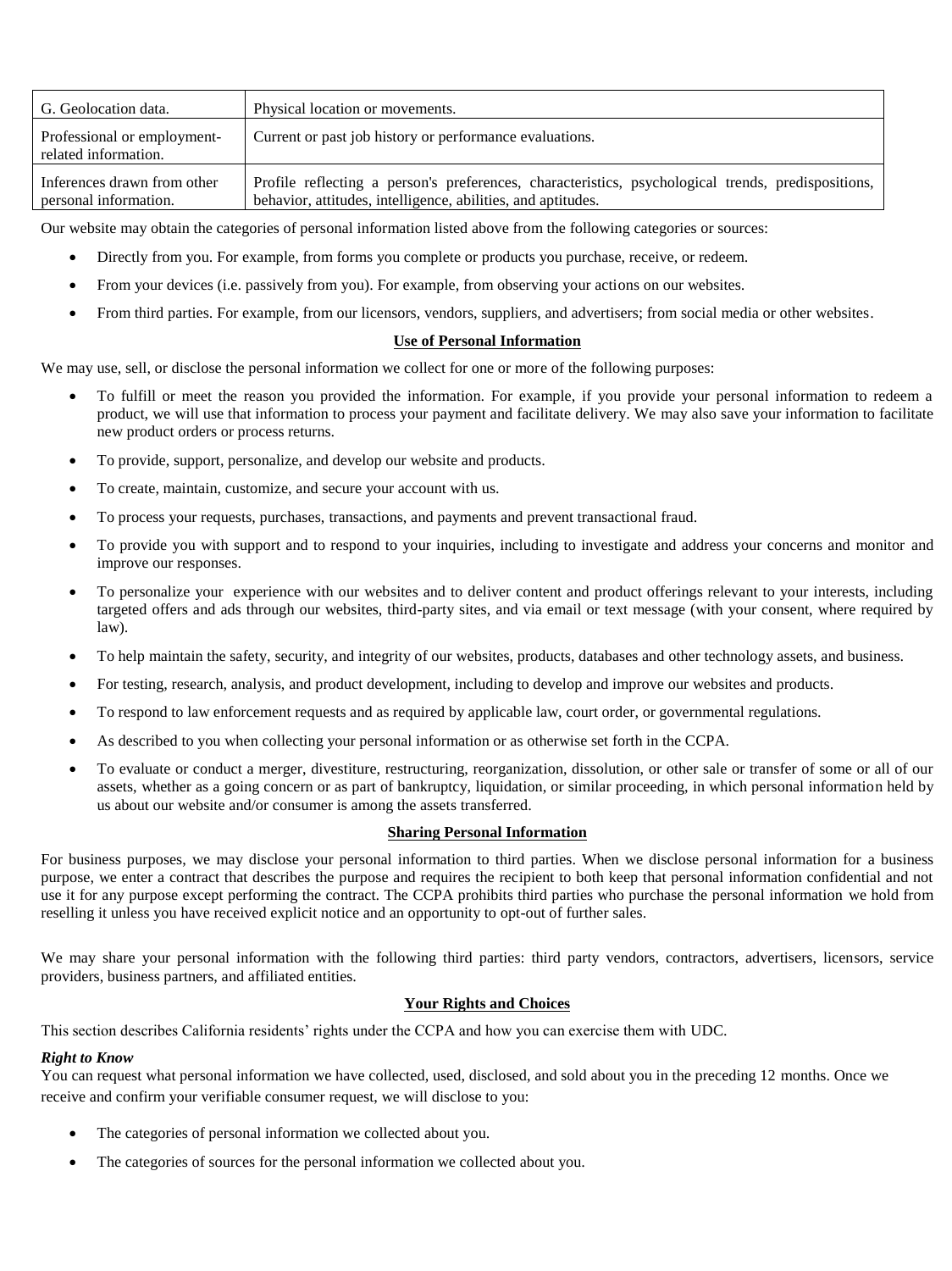| G. Geolocation data. | Physical location or movements. |
|---|---|
| Professional or employment-related information. | Current or past job history or performance evaluations. |
| Inferences drawn from other personal information. | Profile reflecting a person's preferences, characteristics, psychological trends, predispositions, behavior, attitudes, intelligence, abilities, and aptitudes. |

Our website may obtain the categories of personal information listed above from the following categories or sources:

- Directly from you. For example, from forms you complete or products you purchase, receive, or redeem.
- From your devices (i.e. passively from you). For example, from observing your actions on our websites.
- From third parties. For example, from our licensors, vendors, suppliers, and advertisers; from social media or other websites.

**Use of Personal Information**

We may use, sell, or disclose the personal information we collect for one or more of the following purposes:

- To fulfill or meet the reason you provided the information. For example, if you provide your personal information to redeem a product, we will use that information to process your payment and facilitate delivery. We may also save your information to facilitate new product orders or process returns.
- To provide, support, personalize, and develop our website and products.
- To create, maintain, customize, and secure your account with us.
- To process your requests, purchases, transactions, and payments and prevent transactional fraud.
- To provide you with support and to respond to your inquiries, including to investigate and address your concerns and monitor and improve our responses.
- To personalize your experience with our websites and to deliver content and product offerings relevant to your interests, including targeted offers and ads through our websites, third-party sites, and via email or text message (with your consent, where required by law).
- To help maintain the safety, security, and integrity of our websites, products, databases and other technology assets, and business.
- For testing, research, analysis, and product development, including to develop and improve our websites and products.
- To respond to law enforcement requests and as required by applicable law, court order, or governmental regulations.
- As described to you when collecting your personal information or as otherwise set forth in the CCPA.
- To evaluate or conduct a merger, divestiture, restructuring, reorganization, dissolution, or other sale or transfer of some or all of our assets, whether as a going concern or as part of bankruptcy, liquidation, or similar proceeding, in which personal information held by us about our website and/or consumer is among the assets transferred.

**Sharing Personal Information**

For business purposes, we may disclose your personal information to third parties. When we disclose personal information for a business purpose, we enter a contract that describes the purpose and requires the recipient to both keep that personal information confidential and not use it for any purpose except performing the contract. The CCPA prohibits third parties who purchase the personal information we hold from reselling it unless you have received explicit notice and an opportunity to opt-out of further sales.

We may share your personal information with the following third parties: third party vendors, contractors, advertisers, licensors, service providers, business partners, and affiliated entities.

**Your Rights and Choices**

This section describes California residents' rights under the CCPA and how you can exercise them with UDC.

***Right to Know***

You can request what personal information we have collected, used, disclosed, and sold about you in the preceding 12 months. Once we receive and confirm your verifiable consumer request, we will disclose to you:

- The categories of personal information we collected about you.
- The categories of sources for the personal information we collected about you.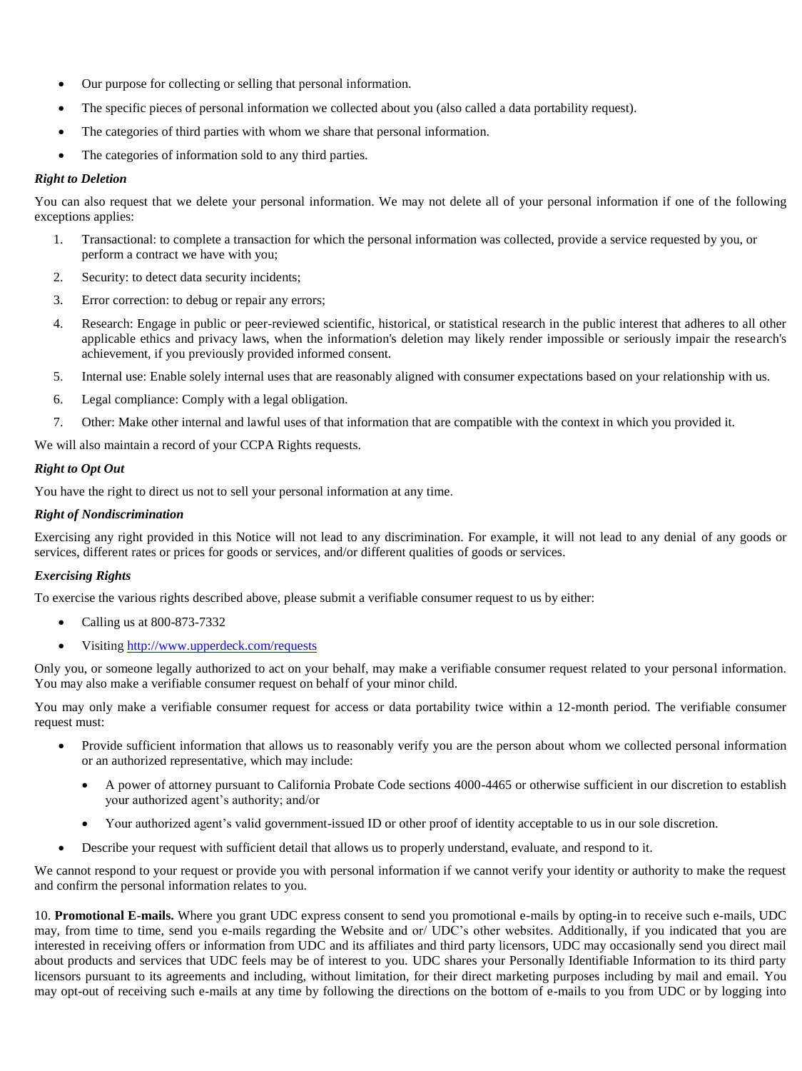- Our purpose for collecting or selling that personal information.
- The specific pieces of personal information we collected about you (also called a data portability request).
- The categories of third parties with whom we share that personal information.
- The categories of information sold to any third parties.

***Right to Deletion***

You can also request that we delete your personal information. We may not delete all of your personal information if one of the following exceptions applies:

1. Transactional: to complete a transaction for which the personal information was collected, provide a service requested by you, or perform a contract we have with you;
2. Security: to detect data security incidents;
3. Error correction: to debug or repair any errors;
4. Research: Engage in public or peer-reviewed scientific, historical, or statistical research in the public interest that adheres to all other applicable ethics and privacy laws, when the information's deletion may likely render impossible or seriously impair the research's achievement, if you previously provided informed consent.
5. Internal use: Enable solely internal uses that are reasonably aligned with consumer expectations based on your relationship with us.
6. Legal compliance: Comply with a legal obligation.
7. Other: Make other internal and lawful uses of that information that are compatible with the context in which you provided it.

We will also maintain a record of your CCPA Rights requests.

***Right to Opt Out***

You have the right to direct us not to sell your personal information at any time.

***Right of Nondiscrimination***

Exercising any right provided in this Notice will not lead to any discrimination. For example, it will not lead to any denial of any goods or services, different rates or prices for goods or services, and/or different qualities of goods or services.

***Exercising Rights***

To exercise the various rights described above, please submit a verifiable consumer request to us by either:

- Calling us at 800-873-7332
- Visiting [http://www.upperdeck.com/requests](http://www.upperdeck.com/requests)

Only you, or someone legally authorized to act on your behalf, may make a verifiable consumer request related to your personal information. You may also make a verifiable consumer request on behalf of your minor child.

You may only make a verifiable consumer request for access or data portability twice within a 12-month period. The verifiable consumer request must:

- Provide sufficient information that allows us to reasonably verify you are the person about whom we collected personal information or an authorized representative, which may include:
  - A power of attorney pursuant to California Probate Code sections 4000-4465 or otherwise sufficient in our discretion to establish your authorized agent's authority; and/or
  - Your authorized agent's valid government-issued ID or other proof of identity acceptable to us in our sole discretion.
- Describe your request with sufficient detail that allows us to properly understand, evaluate, and respond to it.

We cannot respond to your request or provide you with personal information if we cannot verify your identity or authority to make the request and confirm the personal information relates to you.

10. **Promotional E-mails.** Where you grant UDC express consent to send you promotional e-mails by opting-in to receive such e-mails, UDC may, from time to time, send you e-mails regarding the Website and or/ UDC's other websites. Additionally, if you indicated that you are interested in receiving offers or information from UDC and its affiliates and third party licensors, UDC may occasionally send you direct mail about products and services that UDC feels may be of interest to you. UDC shares your Personally Identifiable Information to its third party licensors pursuant to its agreements and including, without limitation, for their direct marketing purposes including by mail and email. You may opt-out of receiving such e-mails at any time by following the directions on the bottom of e-mails to you from UDC or by logging into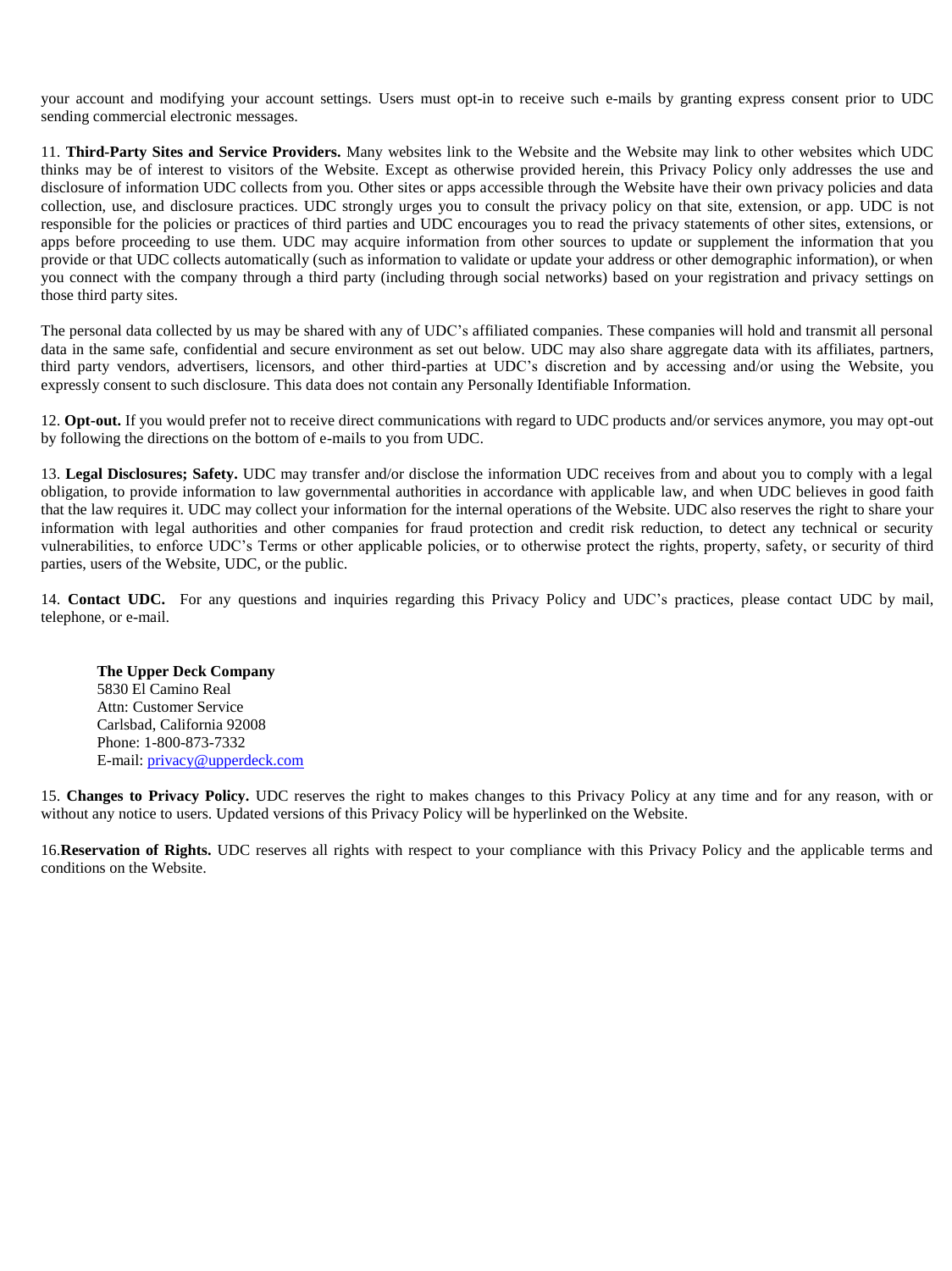your account and modifying your account settings. Users must opt-in to receive such e-mails by granting express consent prior to UDC sending commercial electronic messages.

11. **Third-Party Sites and Service Providers.** Many websites link to the Website and the Website may link to other websites which UDC thinks may be of interest to visitors of the Website. Except as otherwise provided herein, this Privacy Policy only addresses the use and disclosure of information UDC collects from you. Other sites or apps accessible through the Website have their own privacy policies and data collection, use, and disclosure practices. UDC strongly urges you to consult the privacy policy on that site, extension, or app. UDC is not responsible for the policies or practices of third parties and UDC encourages you to read the privacy statements of other sites, extensions, or apps before proceeding to use them. UDC may acquire information from other sources to update or supplement the information that you provide or that UDC collects automatically (such as information to validate or update your address or other demographic information), or when you connect with the company through a third party (including through social networks) based on your registration and privacy settings on those third party sites.

The personal data collected by us may be shared with any of UDC's affiliated companies. These companies will hold and transmit all personal data in the same safe, confidential and secure environment as set out below. UDC may also share aggregate data with its affiliates, partners, third party vendors, advertisers, licensors, and other third-parties at UDC's discretion and by accessing and/or using the Website, you expressly consent to such disclosure. This data does not contain any Personally Identifiable Information.

12. **Opt-out.** If you would prefer not to receive direct communications with regard to UDC products and/or services anymore, you may opt-out by following the directions on the bottom of e-mails to you from UDC.

13. **Legal Disclosures; Safety.** UDC may transfer and/or disclose the information UDC receives from and about you to comply with a legal obligation, to provide information to law governmental authorities in accordance with applicable law, and when UDC believes in good faith that the law requires it. UDC may collect your information for the internal operations of the Website. UDC also reserves the right to share your information with legal authorities and other companies for fraud protection and credit risk reduction, to detect any technical or security vulnerabilities, to enforce UDC's Terms or other applicable policies, or to otherwise protect the rights, property, safety, or security of third parties, users of the Website, UDC, or the public.

14. **Contact UDC.** For any questions and inquiries regarding this Privacy Policy and UDC's practices, please contact UDC by mail, telephone, or e-mail.

**The Upper Deck Company**
5830 El Camino Real
Attn: Customer Service
Carlsbad, California 92008
Phone: 1-800-873-7332
E-mail: privacy@upperdeck.com

15. **Changes to Privacy Policy.** UDC reserves the right to makes changes to this Privacy Policy at any time and for any reason, with or without any notice to users. Updated versions of this Privacy Policy will be hyperlinked on the Website.

16.**Reservation of Rights.** UDC reserves all rights with respect to your compliance with this Privacy Policy and the applicable terms and conditions on the Website.